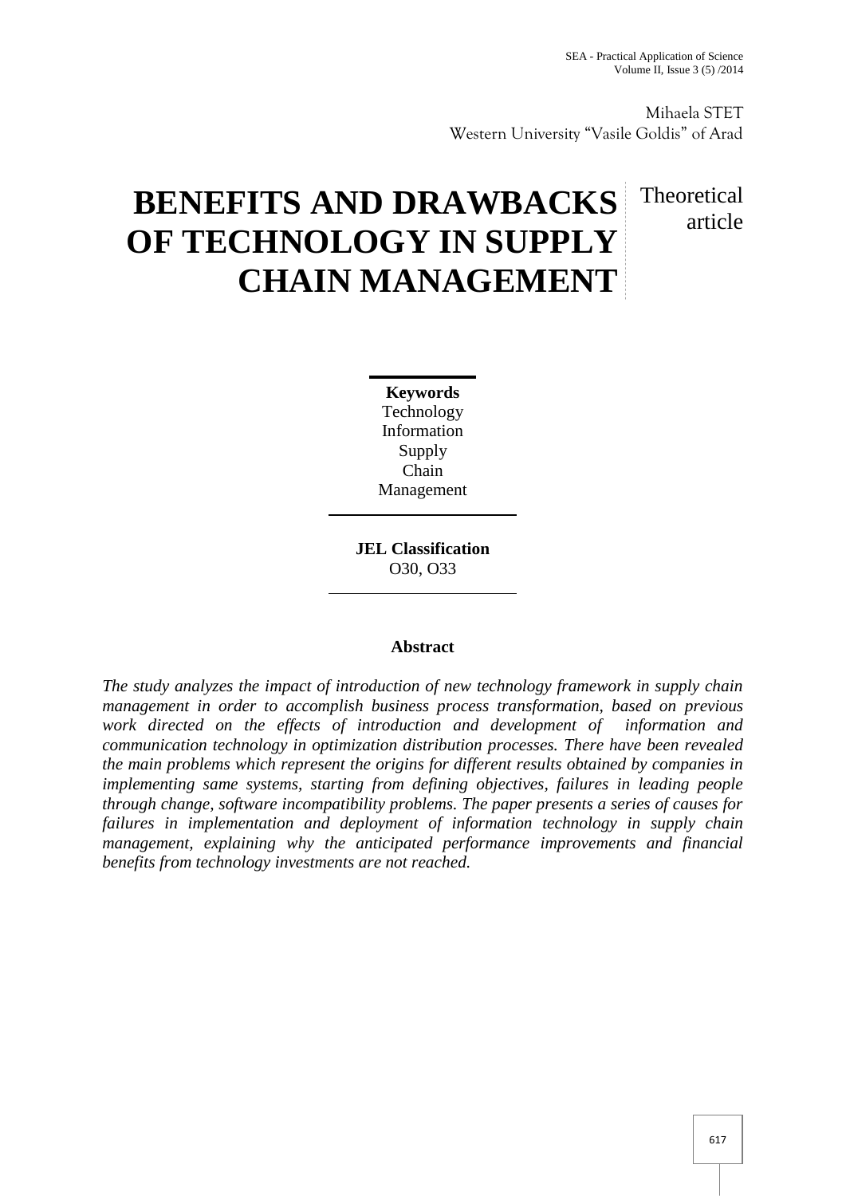Mihaela STET
Western University "Vasile Goldis" of Arad

# BENEFITS AND DRAWBACKS OF TECHNOLOGY IN SUPPLY CHAIN MANAGEMENT

Theoretical article

**Keywords**
Technology
Information
Supply
Chain
Management

**JEL Classification**
O30, O33

### Abstract

*The study analyzes the impact of introduction of new technology framework in supply chain management in order to accomplish business process transformation, based on previous work directed on the effects of introduction and development of information and communication technology in optimization distribution processes. There have been revealed the main problems which represent the origins for different results obtained by companies in implementing same systems, starting from defining objectives, failures in leading people through change, software incompatibility problems. The paper presents a series of causes for failures in implementation and deployment of information technology in supply chain management, explaining why the anticipated performance improvements and financial benefits from technology investments are not reached.*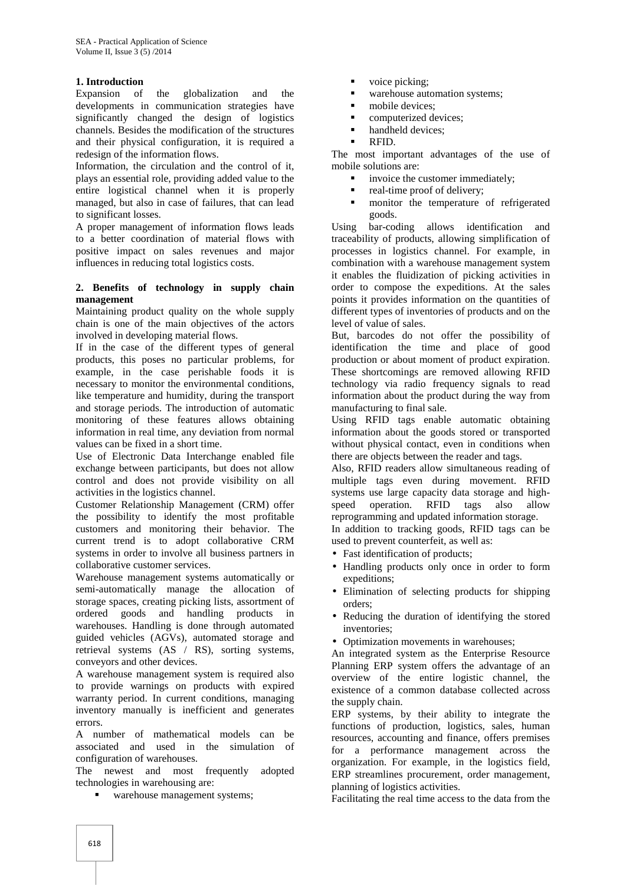## 1. Introduction

Expansion of the globalization and the developments in communication strategies have significantly changed the design of logistics channels. Besides the modification of the structures and their physical configuration, it is required a redesign of the information flows.

Information, the circulation and the control of it, plays an essential role, providing added value to the entire logistical channel when it is properly managed, but also in case of failures, that can lead to significant losses.

A proper management of information flows leads to a better coordination of material flows with positive impact on sales revenues and major influences in reducing total logistics costs.

## 2. Benefits of technology in supply chain management

Maintaining product quality on the whole supply chain is one of the main objectives of the actors involved in developing material flows.

If in the case of the different types of general products, this poses no particular problems, for example, in the case perishable foods it is necessary to monitor the environmental conditions, like temperature and humidity, during the transport and storage periods. The introduction of automatic monitoring of these features allows obtaining information in real time, any deviation from normal values can be fixed in a short time.

Use of Electronic Data Interchange enabled file exchange between participants, but does not allow control and does not provide visibility on all activities in the logistics channel.

Customer Relationship Management (CRM) offer the possibility to identify the most profitable customers and monitoring their behavior. The current trend is to adopt collaborative CRM systems in order to involve all business partners in collaborative customer services.

Warehouse management systems automatically or semi-automatically manage the allocation of storage spaces, creating picking lists, assortment of ordered goods and handling products in warehouses. Handling is done through automated guided vehicles (AGVs), automated storage and retrieval systems (AS / RS), sorting systems, conveyors and other devices.

A warehouse management system is required also to provide warnings on products with expired warranty period. In current conditions, managing inventory manually is inefficient and generates errors.

A number of mathematical models can be associated and used in the simulation of configuration of warehouses.

The newest and most frequently adopted technologies in warehousing are:

- warehouse management systems;
- voice picking;
- warehouse automation systems;
- mobile devices;
- computerized devices;
- handheld devices;
- RFID.

The most important advantages of the use of mobile solutions are:

- invoice the customer immediately;
- real-time proof of delivery;
- monitor the temperature of refrigerated goods.

Using bar-coding allows identification and traceability of products, allowing simplification of processes in logistics channel. For example, in combination with a warehouse management system it enables the fluidization of picking activities in order to compose the expeditions. At the sales points it provides information on the quantities of different types of inventories of products and on the level of value of sales.

But, barcodes do not offer the possibility of identification the time and place of good production or about moment of product expiration. These shortcomings are removed allowing RFID technology via radio frequency signals to read information about the product during the way from manufacturing to final sale.

Using RFID tags enable automatic obtaining information about the goods stored or transported without physical contact, even in conditions when there are objects between the reader and tags.

Also, RFID readers allow simultaneous reading of multiple tags even during movement. RFID systems use large capacity data storage and high-speed operation. RFID tags also allow reprogramming and updated information storage.

In addition to tracking goods, RFID tags can be used to prevent counterfeit, as well as:

- Fast identification of products;
- Handling products only once in order to form expeditions;
- Elimination of selecting products for shipping orders;
- Reducing the duration of identifying the stored inventories;
- Optimization movements in warehouses;

An integrated system as the Enterprise Resource Planning ERP system offers the advantage of an overview of the entire logistic channel, the existence of a common database collected across the supply chain.

ERP systems, by their ability to integrate the functions of production, logistics, sales, human resources, accounting and finance, offers premises for a performance management across the organization. For example, in the logistics field, ERP streamlines procurement, order management, planning of logistics activities.

Facilitating the real time access to the data from the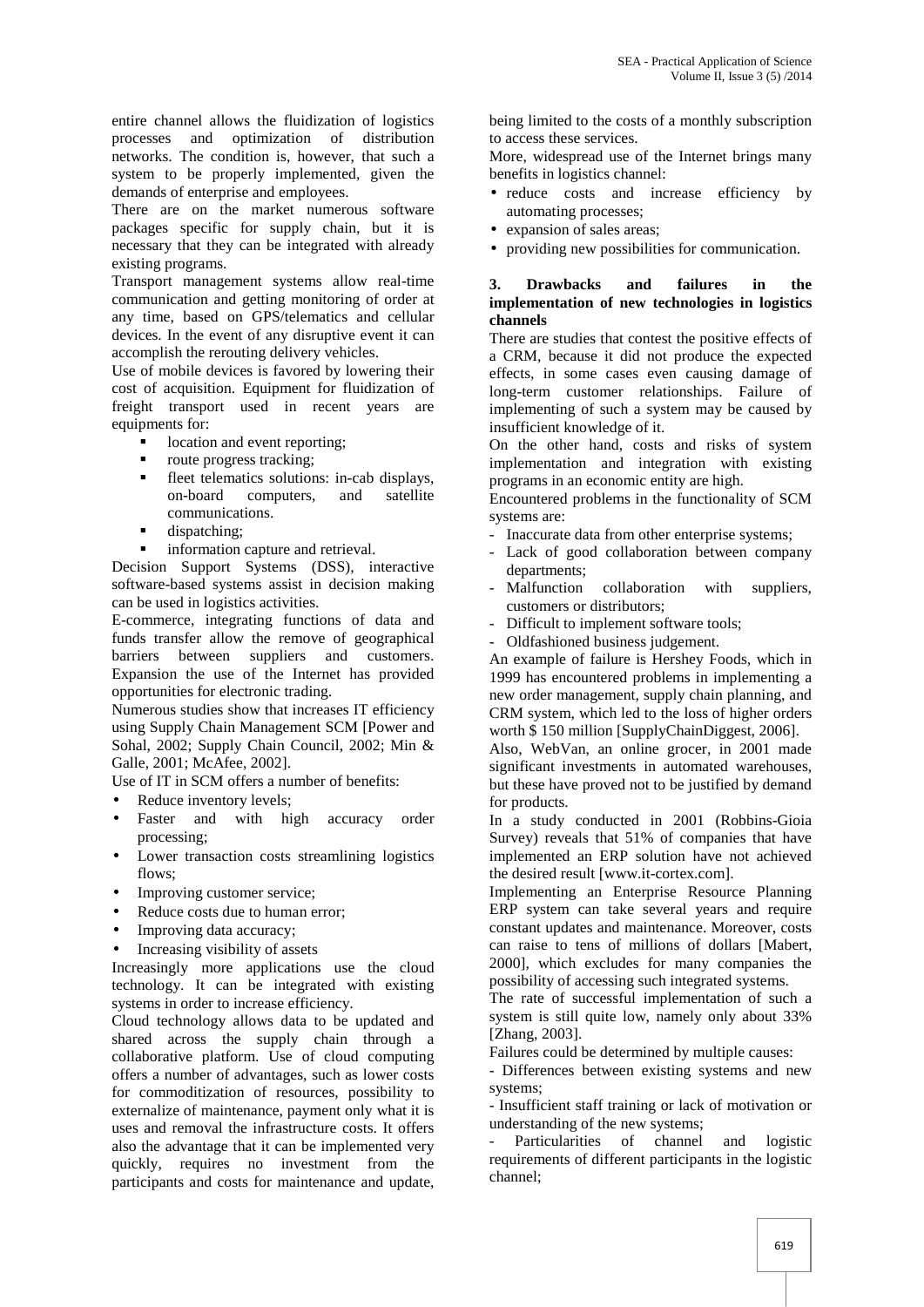entire channel allows the fluidization of logistics processes and optimization of distribution networks. The condition is, however, that such a system to be properly implemented, given the demands of enterprise and employees.

There are on the market numerous software packages specific for supply chain, but it is necessary that they can be integrated with already existing programs.

Transport management systems allow real-time communication and getting monitoring of order at any time, based on GPS/telematics and cellular devices. In the event of any disruptive event it can accomplish the rerouting delivery vehicles.

Use of mobile devices is favored by lowering their cost of acquisition. Equipment for fluidization of freight transport used in recent years are equipments for:

- location and event reporting;
- route progress tracking;
- fleet telematics solutions: in-cab displays, on-board computers, and satellite communications.
- dispatching;
- information capture and retrieval.

Decision Support Systems (DSS), interactive software-based systems assist in decision making can be used in logistics activities.

E-commerce, integrating functions of data and funds transfer allow the remove of geographical barriers between suppliers and customers. Expansion the use of the Internet has provided opportunities for electronic trading.

Numerous studies show that increases IT efficiency using Supply Chain Management SCM [Power and Sohal, 2002; Supply Chain Council, 2002; Min & Galle, 2001; McAfee, 2002].

Use of IT in SCM offers a number of benefits:

- Reduce inventory levels;
- Faster and with high accuracy order processing;
- Lower transaction costs streamlining logistics flows;
- Improving customer service;
- Reduce costs due to human error;
- Improving data accuracy;
- Increasing visibility of assets

Increasingly more applications use the cloud technology. It can be integrated with existing systems in order to increase efficiency.

Cloud technology allows data to be updated and shared across the supply chain through a collaborative platform. Use of cloud computing offers a number of advantages, such as lower costs for commoditization of resources, possibility to externalize of maintenance, payment only what it is uses and removal the infrastructure costs. It offers also the advantage that it can be implemented very quickly, requires no investment from the participants and costs for maintenance and update, being limited to the costs of a monthly subscription to access these services.

More, widespread use of the Internet brings many benefits in logistics channel:

- reduce costs and increase efficiency by automating processes;
- expansion of sales areas;
- providing new possibilities for communication.

## 3. Drawbacks and failures in the implementation of new technologies in logistics channels

There are studies that contest the positive effects of a CRM, because it did not produce the expected effects, in some cases even causing damage of long-term customer relationships. Failure of implementing of such a system may be caused by insufficient knowledge of it.

On the other hand, costs and risks of system implementation and integration with existing programs in an economic entity are high.

Encountered problems in the functionality of SCM systems are:

- Inaccurate data from other enterprise systems;
- Lack of good collaboration between company departments;
- Malfunction collaboration with suppliers, customers or distributors;
- Difficult to implement software tools;
- Oldfashioned business judgement.

An example of failure is Hershey Foods, which in 1999 has encountered problems in implementing a new order management, supply chain planning, and CRM system, which led to the loss of higher orders worth $ 150 million [SupplyChainDiggest, 2006].

Also, WebVan, an online grocer, in 2001 made significant investments in automated warehouses, but these have proved not to be justified by demand for products.

In a study conducted in 2001 (Robbins-Gioia Survey) reveals that 51% of companies that have implemented an ERP solution have not achieved the desired result [www.it-cortex.com].

Implementing an Enterprise Resource Planning ERP system can take several years and require constant updates and maintenance. Moreover, costs can raise to tens of millions of dollars [Mabert, 2000], which excludes for many companies the possibility of accessing such integrated systems.

The rate of successful implementation of such a system is still quite low, namely only about 33% [Zhang, 2003].

Failures could be determined by multiple causes:

- Differences between existing systems and new systems;
- Insufficient staff training or lack of motivation or understanding of the new systems;
- Particularities of channel and logistic requirements of different participants in the logistic channel;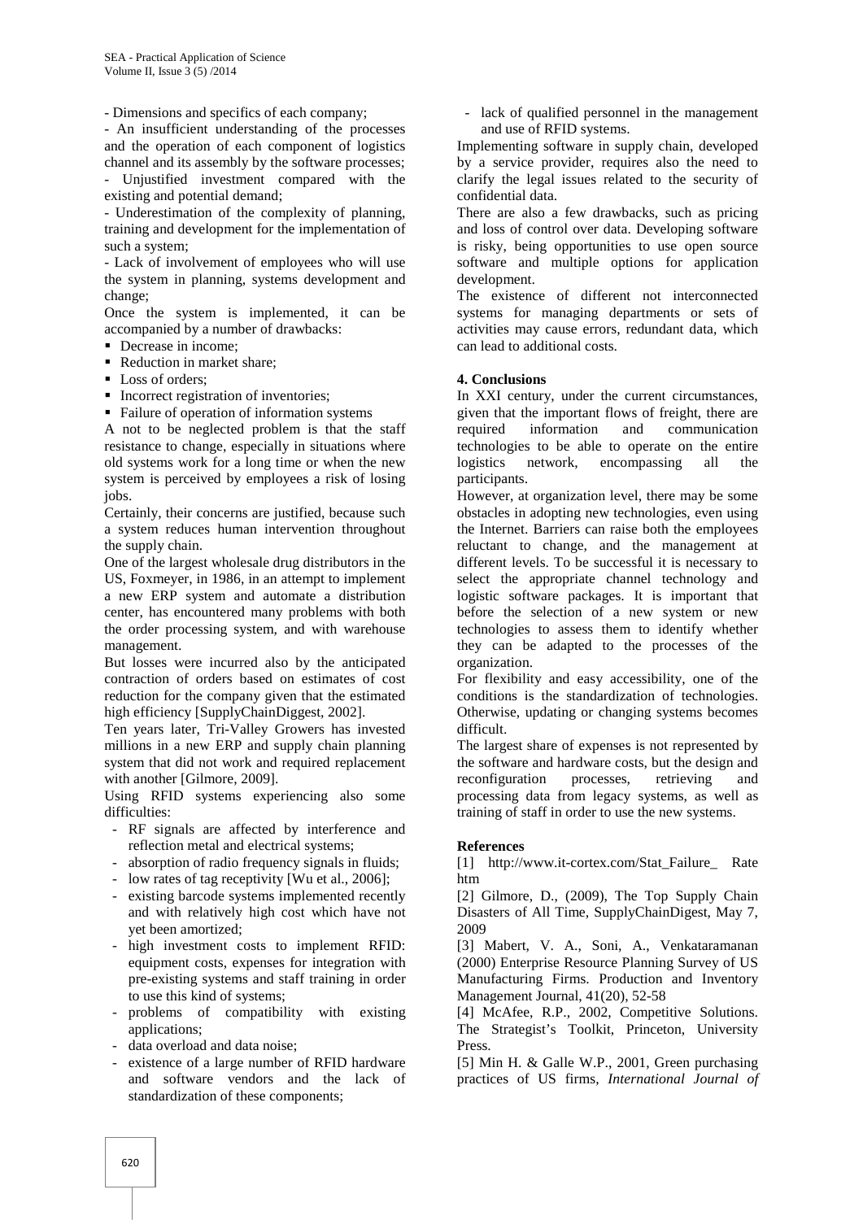- Dimensions and specifics of each company;

- An insufficient understanding of the processes and the operation of each component of logistics channel and its assembly by the software processes;

- Unjustified investment compared with the existing and potential demand;

- Underestimation of the complexity of planning, training and development for the implementation of such a system;

- Lack of involvement of employees who will use the system in planning, systems development and change;

Once the system is implemented, it can be accompanied by a number of drawbacks:

- Decrease in income;
- Reduction in market share;
- Loss of orders;
- Incorrect registration of inventories;
- Failure of operation of information systems

A not to be neglected problem is that the staff resistance to change, especially in situations where old systems work for a long time or when the new system is perceived by employees a risk of losing jobs.

Certainly, their concerns are justified, because such a system reduces human intervention throughout the supply chain.

One of the largest wholesale drug distributors in the US, Foxmeyer, in 1986, in an attempt to implement a new ERP system and automate a distribution center, has encountered many problems with both the order processing system, and with warehouse management.

But losses were incurred also by the anticipated contraction of orders based on estimates of cost reduction for the company given that the estimated high efficiency [SupplyChainDiggest, 2002].

Ten years later, Tri-Valley Growers has invested millions in a new ERP and supply chain planning system that did not work and required replacement with another [Gilmore, 2009].

Using RFID systems experiencing also some difficulties:

- RF signals are affected by interference and reflection metal and electrical systems;
- absorption of radio frequency signals in fluids;
- low rates of tag receptivity [Wu et al., 2006];
- existing barcode systems implemented recently and with relatively high cost which have not yet been amortized;
- high investment costs to implement RFID: equipment costs, expenses for integration with pre-existing systems and staff training in order to use this kind of systems;
- problems of compatibility with existing applications;
- data overload and data noise;
- existence of a large number of RFID hardware and software vendors and the lack of standardization of these components;
- lack of qualified personnel in the management and use of RFID systems.

Implementing software in supply chain, developed by a service provider, requires also the need to clarify the legal issues related to the security of confidential data.

There are also a few drawbacks, such as pricing and loss of control over data. Developing software is risky, being opportunities to use open source software and multiple options for application development.

The existence of different not interconnected systems for managing departments or sets of activities may cause errors, redundant data, which can lead to additional costs.

## 4. Conclusions

In XXI century, under the current circumstances, given that the important flows of freight, there are required information and communication technologies to be able to operate on the entire logistics network, encompassing all the participants.

However, at organization level, there may be some obstacles in adopting new technologies, even using the Internet. Barriers can raise both the employees reluctant to change, and the management at different levels. To be successful it is necessary to select the appropriate channel technology and logistic software packages. It is important that before the selection of a new system or new technologies to assess them to identify whether they can be adapted to the processes of the organization.

For flexibility and easy accessibility, one of the conditions is the standardization of technologies. Otherwise, updating or changing systems becomes difficult.

The largest share of expenses is not represented by the software and hardware costs, but the design and reconfiguration processes, retrieving and processing data from legacy systems, as well as training of staff in order to use the new systems.

## References

[1] http://www.it-cortex.com/Stat_Failure_ Rate htm

[2] Gilmore, D., (2009), The Top Supply Chain Disasters of All Time, SupplyChainDigest, May 7, 2009

[3] Mabert, V. A., Soni, A., Venkataramanan (2000) Enterprise Resource Planning Survey of US Manufacturing Firms. Production and Inventory Management Journal, 41(20), 52-58

[4] McAfee, R.P., 2002, Competitive Solutions. The Strategist's Toolkit, Princeton, University Press.

[5] Min H. & Galle W.P., 2001, Green purchasing practices of US firms, *International Journal of*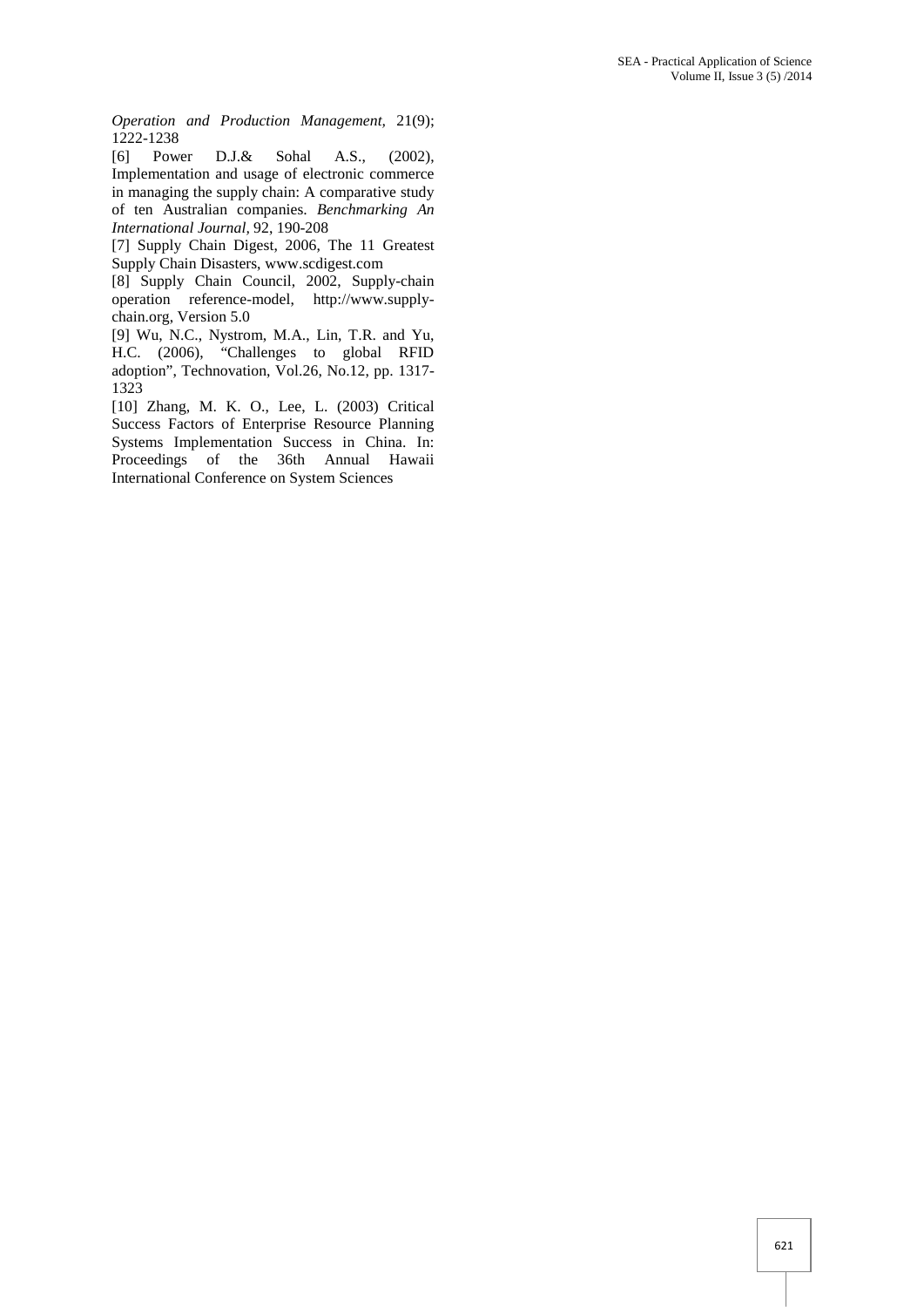*Operation and Production Management,* 21(9); 1222-1238

[6] Power D.J.& Sohal A.S., (2002), Implementation and usage of electronic commerce in managing the supply chain: A comparative study of ten Australian companies. *Benchmarking An International Journal,* 92, 190-208

[7] Supply Chain Digest, 2006, The 11 Greatest Supply Chain Disasters, www.scdigest.com

[8] Supply Chain Council, 2002, Supply-chain operation reference-model, http://www.supply-chain.org, Version 5.0

[9] Wu, N.C., Nystrom, M.A., Lin, T.R. and Yu, H.C. (2006), "Challenges to global RFID adoption", Technovation, Vol.26, No.12, pp. 1317-1323

[10] Zhang, M. K. O., Lee, L. (2003) Critical Success Factors of Enterprise Resource Planning Systems Implementation Success in China. In: Proceedings of the 36th Annual Hawaii International Conference on System Sciences